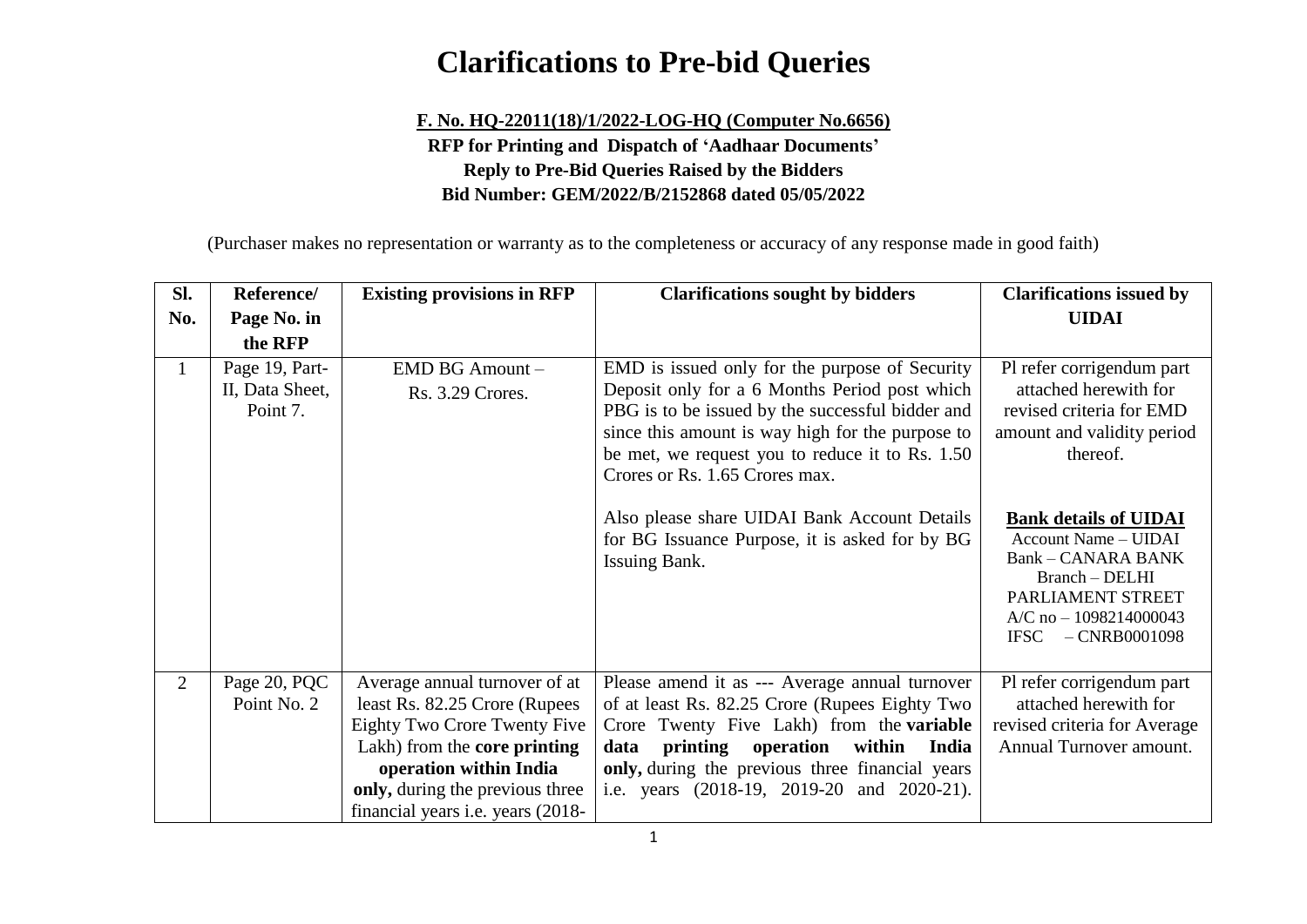# Clarifications to Pre-bid Queries

**F. No. HQ-22011(18)/1/2022-LOG-HQ (Computer No.6656)**
**RFP for Printing and Dispatch of 'Aadhaar Documents'**
**Reply to Pre-Bid Queries Raised by the Bidders**
**Bid Number: GEM/2022/B/2152868 dated 05/05/2022**

(Purchaser makes no representation or warranty as to the completeness or accuracy of any response made in good faith)

| Sl. No. | Reference/ Page No. in the RFP | Existing provisions in RFP | Clarifications sought by bidders | Clarifications issued by UIDAI |
|---|---|---|---|---|
| 1 | Page 19, Part-II, Data Sheet, Point 7. | EMD BG Amount – Rs. 3.29 Crores. | EMD is issued only for the purpose of Security Deposit only for a 6 Months Period post which PBG is to be issued by the successful bidder and since this amount is way high for the purpose to be met, we request you to reduce it to Rs. 1.50 Crores or Rs. 1.65 Crores max.<br><br>Also please share UIDAI Bank Account Details for BG Issuance Purpose, it is asked for by BG Issuing Bank. | Pl refer corrigendum part attached herewith for revised criteria for EMD amount and validity period thereof.<br><br>**Bank details of UIDAI**<br>Account Name – UIDAI<br>Bank – CANARA BANK<br>Branch – DELHI PARLIAMENT STREET<br>A/C no – 1098214000043<br>IFSC – CNRB0001098 |
| 2 | Page 20, PQC Point No. 2 | Average annual turnover of at least Rs. 82.25 Crore (Rupees Eighty Two Crore Twenty Five Lakh) from the **core printing operation within India only,** during the previous three financial years i.e. years (2018- | Please amend it as --- Average annual turnover of at least Rs. 82.25 Crore (Rupees Eighty Two Crore Twenty Five Lakh) from the **variable data printing operation within India only,** during the previous three financial years i.e. years (2018-19, 2019-20 and 2020-21). | Pl refer corrigendum part attached herewith for revised criteria for Average Annual Turnover amount. |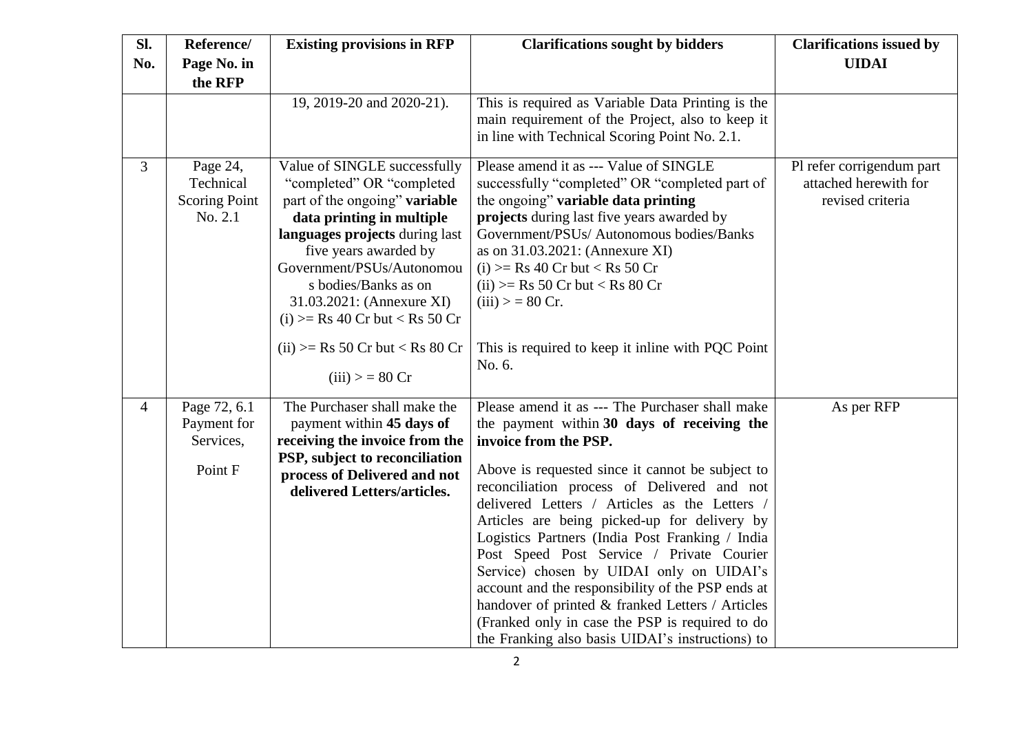| Sl. No. | Reference/ Page No. in the RFP | Existing provisions in RFP | Clarifications sought by bidders | Clarifications issued by UIDAI |
|---|---|---|---|---|
| | | 19, 2019-20 and 2020-21). | This is required as Variable Data Printing is the main requirement of the Project, also to keep it in line with Technical Scoring Point No. 2.1. | |
| 3 | Page 24, Technical Scoring Point No. 2.1 | Value of SINGLE successfully "completed" OR "completed part of the ongoing" **variable data printing in multiple languages projects** during last five years awarded by Government/PSUs/Autonomous bodies/Banks as on 31.03.2021: (Annexure XI)<br>(i) >= Rs 40 Cr but < Rs 50 Cr<br>(ii) >= Rs 50 Cr but < Rs 80 Cr<br>(iii) > = 80 Cr | Please amend it as --- Value of SINGLE successfully "completed" OR "completed part of the ongoing" **variable data printing projects** during last five years awarded by Government/PSUs/ Autonomous bodies/Banks as on 31.03.2021: (Annexure XI)<br>(i) >= Rs 40 Cr but < Rs 50 Cr<br>(ii) >= Rs 50 Cr but < Rs 80 Cr<br>(iii) > = 80 Cr.<br><br>This is required to keep it inline with PQC Point No. 6. | Pl refer corrigendum part attached herewith for revised criteria |
| 4 | Page 72, 6.1 Payment for Services, Point F | The Purchaser shall make the payment within **45 days of receiving the invoice from the PSP, subject to reconciliation process of Delivered and not delivered Letters/articles.** | Please amend it as --- The Purchaser shall make the payment within **30 days of receiving the invoice from the PSP.**<br><br>Above is requested since it cannot be subject to reconciliation process of Delivered and not delivered Letters / Articles as the Letters / Articles are being picked-up for delivery by Logistics Partners (India Post Franking / India Post Speed Post Service / Private Courier Service) chosen by UIDAI only on UIDAI's account and the responsibility of the PSP ends at handover of printed & franked Letters / Articles (Franked only in case the PSP is required to do the Franking also basis UIDAI's instructions) to | As per RFP |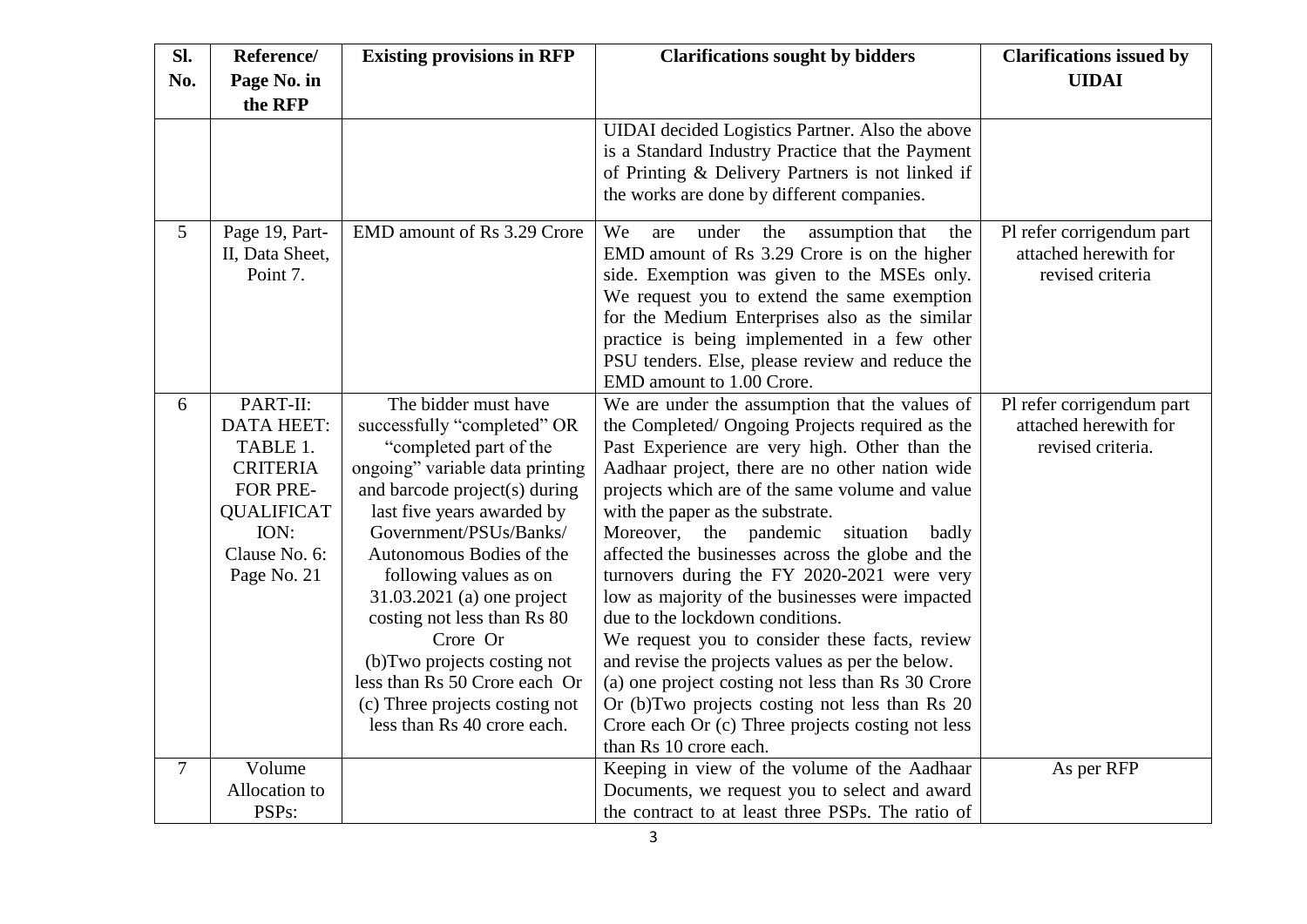| Sl. No. | Reference/ Page No. in the RFP | Existing provisions in RFP | Clarifications sought by bidders | Clarifications issued by UIDAI |
|---|---|---|---|---|
| | | | UIDAI decided Logistics Partner. Also the above is a Standard Industry Practice that the Payment of Printing & Delivery Partners is not linked if the works are done by different companies. | |
| 5 | Page 19, Part-II, Data Sheet, Point 7. | EMD amount of Rs 3.29 Crore | We are under the assumption that the EMD amount of Rs 3.29 Crore is on the higher side. Exemption was given to the MSEs only. We request you to extend the same exemption for the Medium Enterprises also as the similar practice is being implemented in a few other PSU tenders. Else, please review and reduce the EMD amount to 1.00 Crore. | Pl refer corrigendum part attached herewith for revised criteria |
| 6 | PART-II: DATA HEET: TABLE 1. CRITERIA FOR PRE-QUALIFICATION: Clause No. 6: Page No. 21 | The bidder must have successfully "completed" OR "completed part of the ongoing" variable data printing and barcode project(s) during last five years awarded by Government/PSUs/Banks/ Autonomous Bodies of the following values as on 31.03.2021 (a) one project costing not less than Rs 80 Crore Or (b)Two projects costing not less than Rs 50 Crore each Or (c) Three projects costing not less than Rs 40 crore each. | We are under the assumption that the values of the Completed/ Ongoing Projects required as the Past Experience are very high. Other than the Aadhaar project, there are no other nation wide projects which are of the same volume and value with the paper as the substrate.<br>Moreover, the pandemic situation badly affected the businesses across the globe and the turnovers during the FY 2020-2021 were very low as majority of the businesses were impacted due to the lockdown conditions.<br>We request you to consider these facts, review and revise the projects values as per the below.<br>(a) one project costing not less than Rs 30 Crore Or (b)Two projects costing not less than Rs 20 Crore each Or (c) Three projects costing not less than Rs 10 crore each. | Pl refer corrigendum part attached herewith for revised criteria. |
| 7 | Volume Allocation to PSPs: | | Keeping in view of the volume of the Aadhaar Documents, we request you to select and award the contract to at least three PSPs. The ratio of | As per RFP |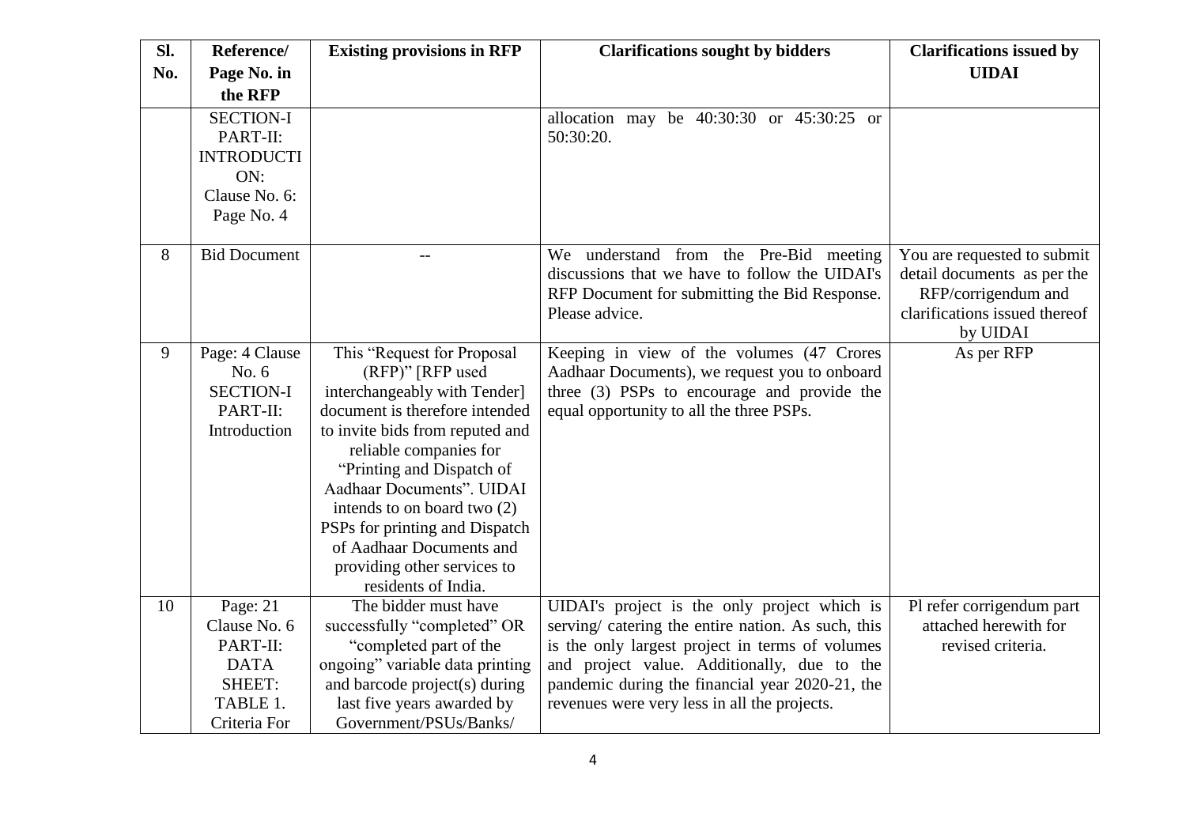| Sl. No. | Reference/ Page No. in the RFP | Existing provisions in RFP | Clarifications sought by bidders | Clarifications issued by UIDAI |
|---|---|---|---|---|
| | SECTION-I PART-II: INTRODUCTION: Clause No. 6: Page No. 4 | | allocation may be 40:30:30 or 45:30:25 or 50:30:20. | |
| 8 | Bid Document | -- | We understand from the Pre-Bid meeting discussions that we have to follow the UIDAI's RFP Document for submitting the Bid Response. Please advice. | You are requested to submit detail documents as per the RFP/corrigendum and clarifications issued thereof by UIDAI |
| 9 | Page: 4 Clause No. 6 SECTION-I PART-II: Introduction | This "Request for Proposal (RFP)" [RFP used interchangeably with Tender] document is therefore intended to invite bids from reputed and reliable companies for "Printing and Dispatch of Aadhaar Documents". UIDAI intends to on board two (2) PSPs for printing and Dispatch of Aadhaar Documents and providing other services to residents of India. | Keeping in view of the volumes (47 Crores Aadhaar Documents), we request you to onboard three (3) PSPs to encourage and provide the equal opportunity to all the three PSPs. | As per RFP |
| 10 | Page: 21 Clause No. 6 PART-II: DATA SHEET: TABLE 1. Criteria For | The bidder must have successfully "completed" OR "completed part of the ongoing" variable data printing and barcode project(s) during last five years awarded by Government/PSUs/Banks/ | UIDAI's project is the only project which is serving/ catering the entire nation. As such, this is the only largest project in terms of volumes and project value. Additionally, due to the pandemic during the financial year 2020-21, the revenues were very less in all the projects. | Pl refer corrigendum part attached herewith for revised criteria. |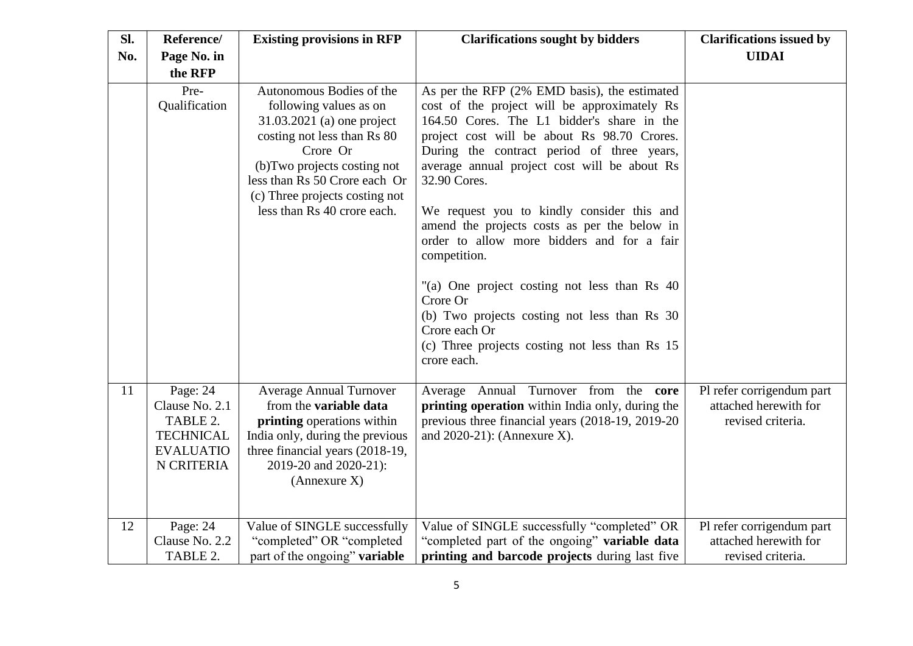| Sl. No. | Reference/ Page No. in the RFP | Existing provisions in RFP | Clarifications sought by bidders | Clarifications issued by UIDAI |
|---|---|---|---|---|
| | Pre-Qualification | Autonomous Bodies of the following values as on 31.03.2021 (a) one project costing not less than Rs 80 Crore Or (b)Two projects costing not less than Rs 50 Crore each Or (c) Three projects costing not less than Rs 40 crore each. | As per the RFP (2% EMD basis), the estimated cost of the project will be approximately Rs 164.50 Cores. The L1 bidder's share in the project cost will be about Rs 98.70 Crores. During the contract period of three years, average annual project cost will be about Rs 32.90 Cores.<br><br>We request you to kindly consider this and amend the projects costs as per the below in order to allow more bidders and for a fair competition.<br><br>"(a) One project costing not less than Rs 40 Crore Or<br>(b) Two projects costing not less than Rs 30 Crore each Or<br>(c) Three projects costing not less than Rs 15 crore each. | |
| 11 | Page: 24 Clause No. 2.1 TABLE 2. TECHNICAL EVALUATIO N CRITERIA | Average Annual Turnover from the **variable data printing** operations within India only, during the previous three financial years (2018-19, 2019-20 and 2020-21): (Annexure X) | Average Annual Turnover from the **core printing operation** within India only, during the previous three financial years (2018-19, 2019-20 and 2020-21): (Annexure X). | Pl refer corrigendum part attached herewith for revised criteria. |
| 12 | Page: 24 Clause No. 2.2 TABLE 2. | Value of SINGLE successfully "completed" OR "completed part of the ongoing" **variable** | Value of SINGLE successfully "completed" OR "completed part of the ongoing" **variable data printing and barcode projects** during last five | Pl refer corrigendum part attached herewith for revised criteria. |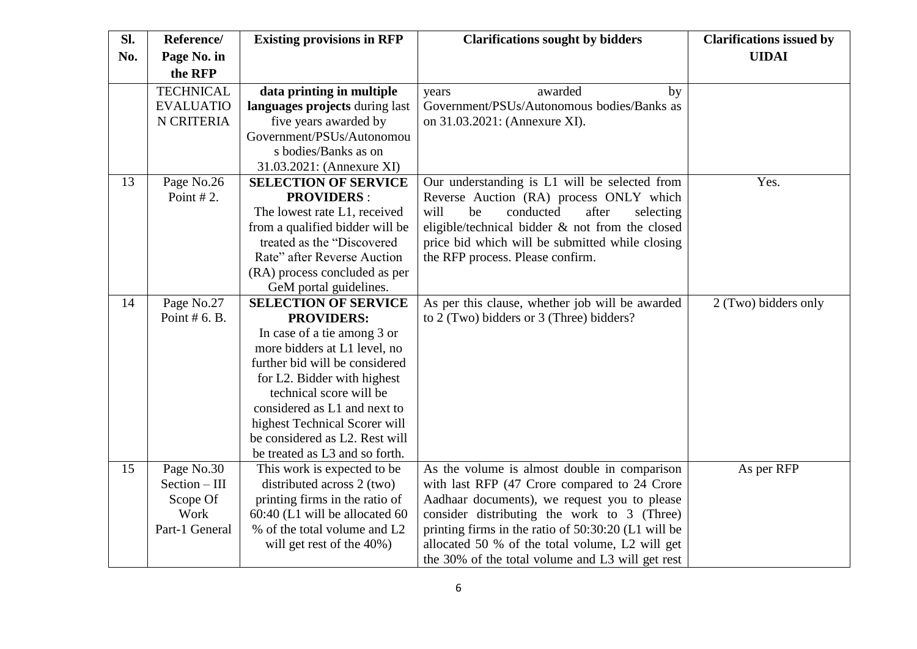| Sl. No. | Reference/ Page No. in the RFP | Existing provisions in RFP | Clarifications sought by bidders | Clarifications issued by UIDAI |
|---|---|---|---|---|
| | TECHNICAL EVALUATION CRITERIA | **data printing in multiple languages projects** during last five years awarded by Government/PSUs/Autonomous bodies/Banks as on 31.03.2021: (Annexure XI) | years awarded by Government/PSUs/Autonomous bodies/Banks as on 31.03.2021: (Annexure XI). | |
| 13 | Page No.26 Point # 2. | **SELECTION OF SERVICE PROVIDERS** : The lowest rate L1, received from a qualified bidder will be treated as the "Discovered Rate" after Reverse Auction (RA) process concluded as per GeM portal guidelines. | Our understanding is L1 will be selected from Reverse Auction (RA) process ONLY which will be conducted after selecting eligible/technical bidder & not from the closed price bid which will be submitted while closing the RFP process. Please confirm. | Yes. |
| 14 | Page No.27 Point # 6. B. | **SELECTION OF SERVICE PROVIDERS:** In case of a tie among 3 or more bidders at L1 level, no further bid will be considered for L2. Bidder with highest technical score will be considered as L1 and next to highest Technical Scorer will be considered as L2. Rest will be treated as L3 and so forth. | As per this clause, whether job will be awarded to 2 (Two) bidders or 3 (Three) bidders? | 2 (Two) bidders only |
| 15 | Page No.30 Section – III Scope Of Work Part-1 General | This work is expected to be distributed across 2 (two) printing firms in the ratio of 60:40 (L1 will be allocated 60 % of the total volume and L2 will get rest of the 40%) | As the volume is almost double in comparison with last RFP (47 Crore compared to 24 Crore Aadhaar documents), we request you to please consider distributing the work to 3 (Three) printing firms in the ratio of 50:30:20 (L1 will be allocated 50 % of the total volume, L2 will get the 30% of the total volume and L3 will get rest | As per RFP |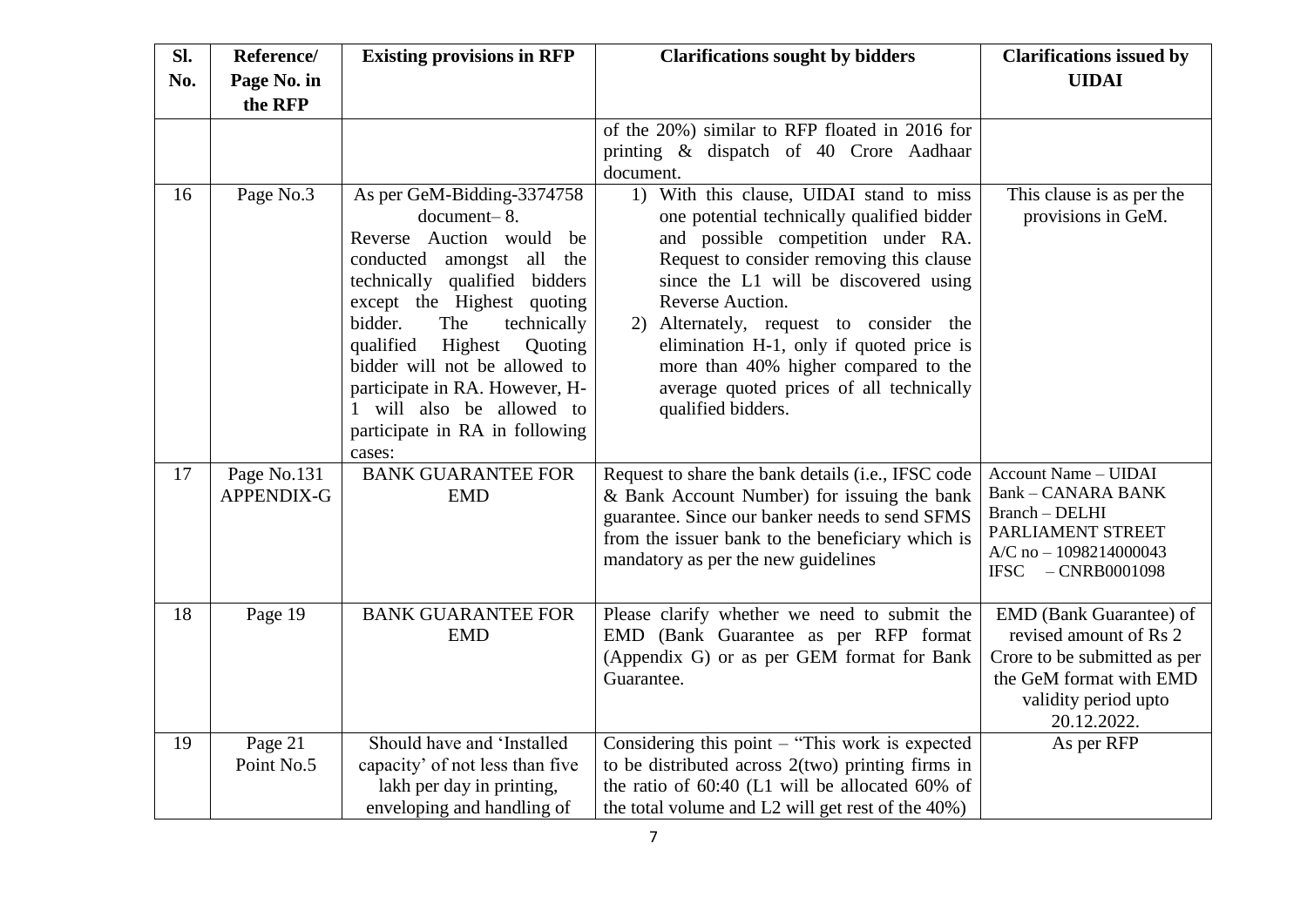| Sl. No. | Reference/ Page No. in the RFP | Existing provisions in RFP | Clarifications sought by bidders | Clarifications issued by UIDAI |
|---|---|---|---|---|
| | | | of the 20%) similar to RFP floated in 2016 for printing & dispatch of 40 Crore Aadhaar document. | |
| 16 | Page No.3 | As per GeM-Bidding-3374758 document– 8. Reverse Auction would be conducted amongst all the technically qualified bidders except the Highest quoting bidder. The technically qualified Highest Quoting bidder will not be allowed to participate in RA. However, H-1 will also be allowed to participate in RA in following cases: | 1) With this clause, UIDAI stand to miss one potential technically qualified bidder and possible competition under RA. Request to consider removing this clause since the L1 will be discovered using Reverse Auction.<br>2) Alternately, request to consider the elimination H-1, only if quoted price is more than 40% higher compared to the average quoted prices of all technically qualified bidders. | This clause is as per the provisions in GeM. |
| 17 | Page No.131 APPENDIX-G | BANK GUARANTEE FOR EMD | Request to share the bank details (i.e., IFSC code & Bank Account Number) for issuing the bank guarantee. Since our banker needs to send SFMS from the issuer bank to the beneficiary which is mandatory as per the new guidelines | Account Name – UIDAI<br>Bank – CANARA BANK<br>Branch – DELHI PARLIAMENT STREET<br>A/C no – 1098214000043<br>IFSC – CNRB0001098 |
| 18 | Page 19 | BANK GUARANTEE FOR EMD | Please clarify whether we need to submit the EMD (Bank Guarantee as per RFP format (Appendix G) or as per GEM format for Bank Guarantee. | EMD (Bank Guarantee) of revised amount of Rs 2 Crore to be submitted as per the GeM format with EMD validity period upto 20.12.2022. |
| 19 | Page 21 Point No.5 | Should have and 'Installed capacity' of not less than five lakh per day in printing, enveloping and handling of | Considering this point – "This work is expected to be distributed across 2(two) printing firms in the ratio of 60:40 (L1 will be allocated 60% of the total volume and L2 will get rest of the 40%) | As per RFP |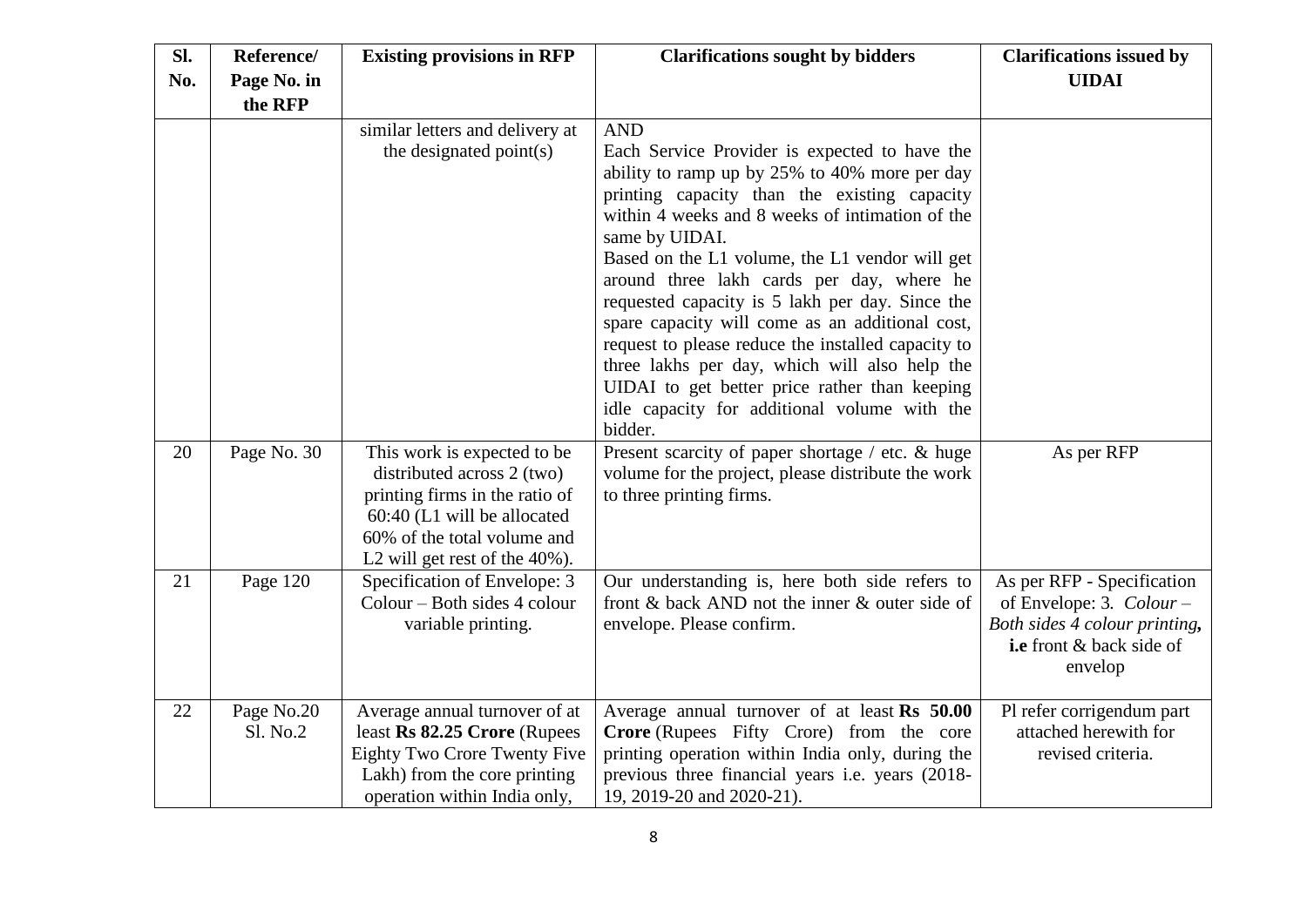| Sl. No. | Reference/ Page No. in the RFP | Existing provisions in RFP | Clarifications sought by bidders | Clarifications issued by UIDAI |
|---|---|---|---|---|
| | | similar letters and delivery at the designated point(s) | AND<br>Each Service Provider is expected to have the ability to ramp up by 25% to 40% more per day printing capacity than the existing capacity within 4 weeks and 8 weeks of intimation of the same by UIDAI.<br>Based on the L1 volume, the L1 vendor will get around three lakh cards per day, where he requested capacity is 5 lakh per day. Since the spare capacity will come as an additional cost, request to please reduce the installed capacity to three lakhs per day, which will also help the UIDAI to get better price rather than keeping idle capacity for additional volume with the bidder. | |
| 20 | Page No. 30 | This work is expected to be distributed across 2 (two) printing firms in the ratio of 60:40 (L1 will be allocated 60% of the total volume and L2 will get rest of the 40%). | Present scarcity of paper shortage / etc. & huge volume for the project, please distribute the work to three printing firms. | As per RFP |
| 21 | Page 120 | Specification of Envelope: 3 Colour – Both sides 4 colour variable printing. | Our understanding is, here both side refers to front & back AND not the inner & outer side of envelope. Please confirm. | As per RFP - Specification of Envelope: 3. *Colour – Both sides 4 colour printing***,** **i.e** front & back side of envelop |
| 22 | Page No.20 Sl. No.2 | Average annual turnover of at least **Rs 82.25 Crore** (Rupees Eighty Two Crore Twenty Five Lakh) from the core printing operation within India only, | Average annual turnover of at least **Rs 50.00 Crore** (Rupees Fifty Crore) from the core printing operation within India only, during the previous three financial years i.e. years (2018-19, 2019-20 and 2020-21). | Pl refer corrigendum part attached herewith for revised criteria. |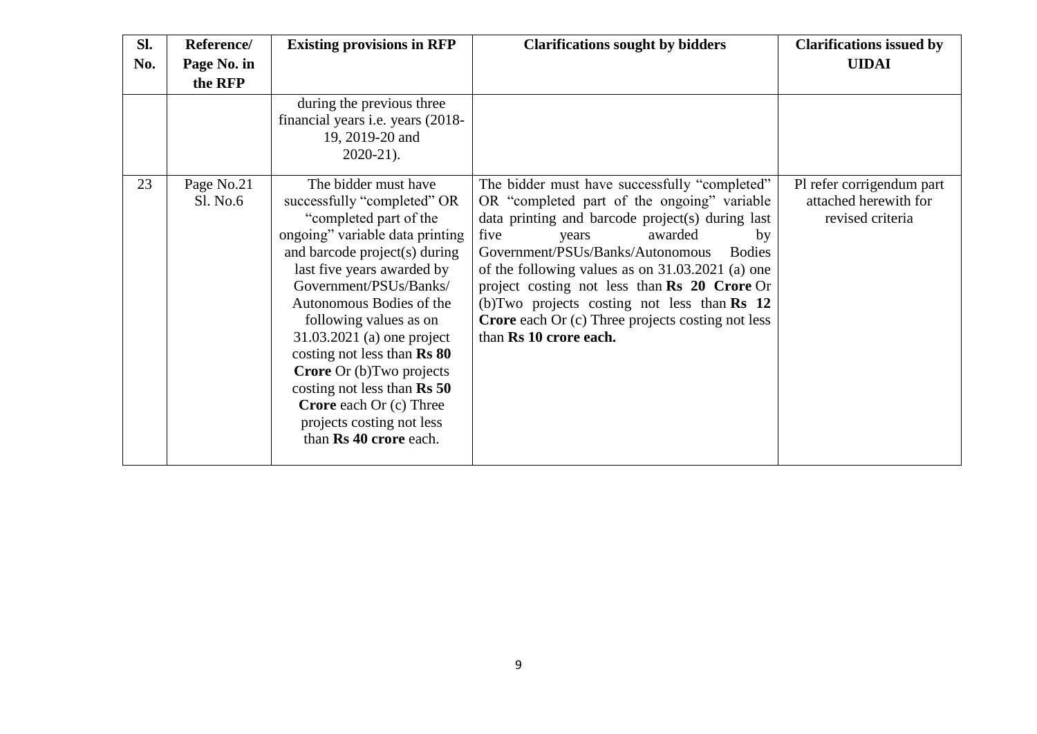| Sl. No. | Reference/ Page No. in the RFP | Existing provisions in RFP | Clarifications sought by bidders | Clarifications issued by UIDAI |
|---|---|---|---|---|
| | | during the previous three financial years i.e. years (2018-19, 2019-20 and 2020-21). | | |
| 23 | Page No.21 Sl. No.6 | The bidder must have successfully "completed" OR "completed part of the ongoing" variable data printing and barcode project(s) during last five years awarded by Government/PSUs/Banks/ Autonomous Bodies of the following values as on 31.03.2021 (a) one project costing not less than **Rs 80 Crore** Or (b)Two projects costing not less than **Rs 50 Crore** each Or (c) Three projects costing not less than **Rs 40 crore** each. | The bidder must have successfully "completed" OR "completed part of the ongoing" variable data printing and barcode project(s) during last five years awarded by Government/PSUs/Banks/Autonomous Bodies of the following values as on 31.03.2021 (a) one project costing not less than **Rs 20 Crore** Or (b)Two projects costing not less than **Rs 12 Crore** each Or (c) Three projects costing not less than **Rs 10 crore each.** | Pl refer corrigendum part attached herewith for revised criteria |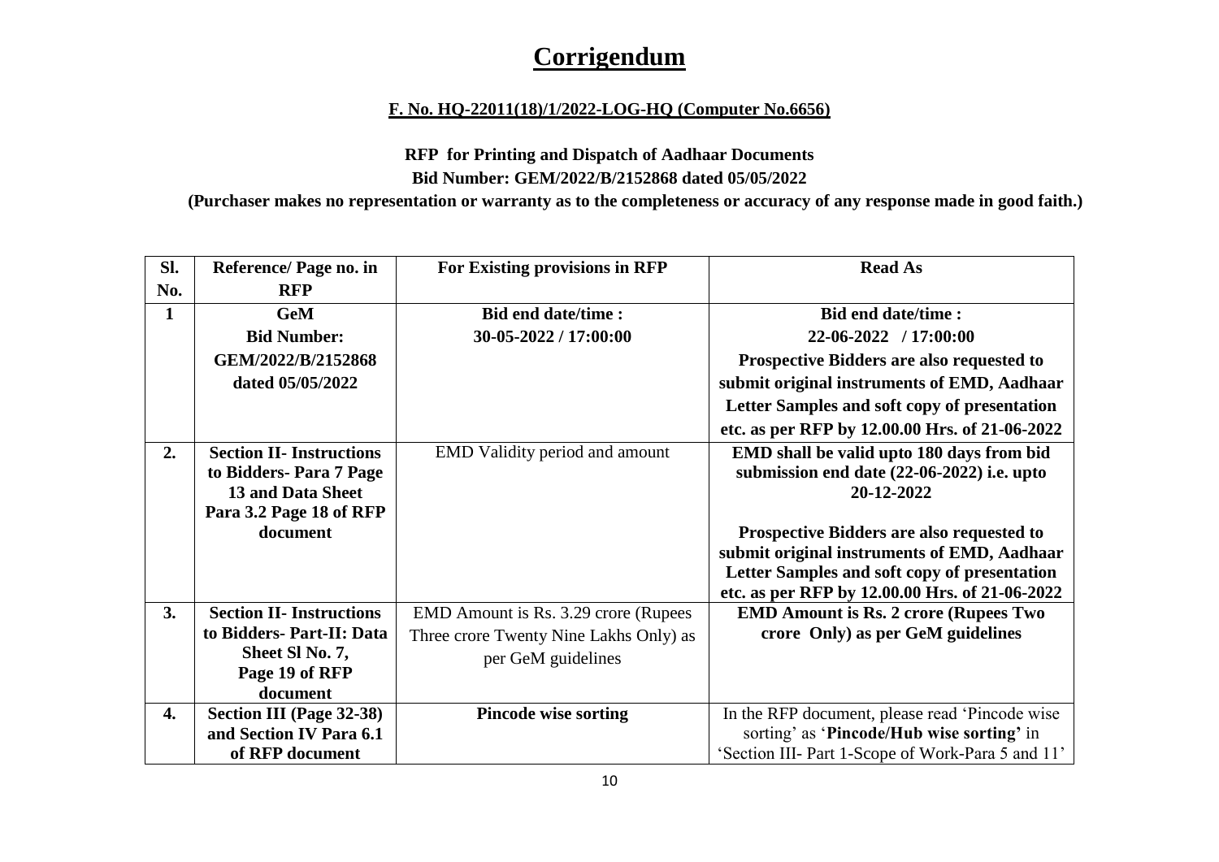# Corrigendum

**F. No. HQ-22011(18)/1/2022-LOG-HQ (Computer No.6656)**

**RFP for Printing and Dispatch of Aadhaar Documents**

**Bid Number: GEM/2022/B/2152868 dated 05/05/2022**

**(Purchaser makes no representation or warranty as to the completeness or accuracy of any response made in good faith.)**

| Sl. No. | Reference/ Page no. in RFP | For Existing provisions in RFP | Read As |
|---|---|---|---|
| **1** | **GeM Bid Number: GEM/2022/B/2152868 dated 05/05/2022** | **Bid end date/time : 30-05-2022 / 17:00:00** | **Bid end date/time : 22-06-2022 / 17:00:00** **Prospective Bidders are also requested to submit original instruments of EMD, Aadhaar Letter Samples and soft copy of presentation etc. as per RFP by 12.00.00 Hrs. of 21-06-2022** |
| **2.** | **Section II- Instructions to Bidders- Para 7 Page 13 and Data Sheet Para 3.2 Page 18 of RFP document** | EMD Validity period and amount | **EMD shall be valid upto 180 days from bid submission end date (22-06-2022) i.e. upto 20-12-2022** **Prospective Bidders are also requested to submit original instruments of EMD, Aadhaar Letter Samples and soft copy of presentation etc. as per RFP by 12.00.00 Hrs. of 21-06-2022** |
| **3.** | **Section II- Instructions to Bidders- Part-II: Data Sheet Sl No. 7, Page 19 of RFP document** | EMD Amount is Rs. 3.29 crore (Rupees Three crore Twenty Nine Lakhs Only) as per GeM guidelines | **EMD Amount is Rs. 2 crore (Rupees Two crore Only) as per GeM guidelines** |
| **4.** | **Section III (Page 32-38) and Section IV Para 6.1 of RFP document** | **Pincode wise sorting** | In the RFP document, please read 'Pincode wise sorting' as '**Pincode/Hub wise sorting'** in 'Section III- Part 1-Scope of Work-Para 5 and 11' |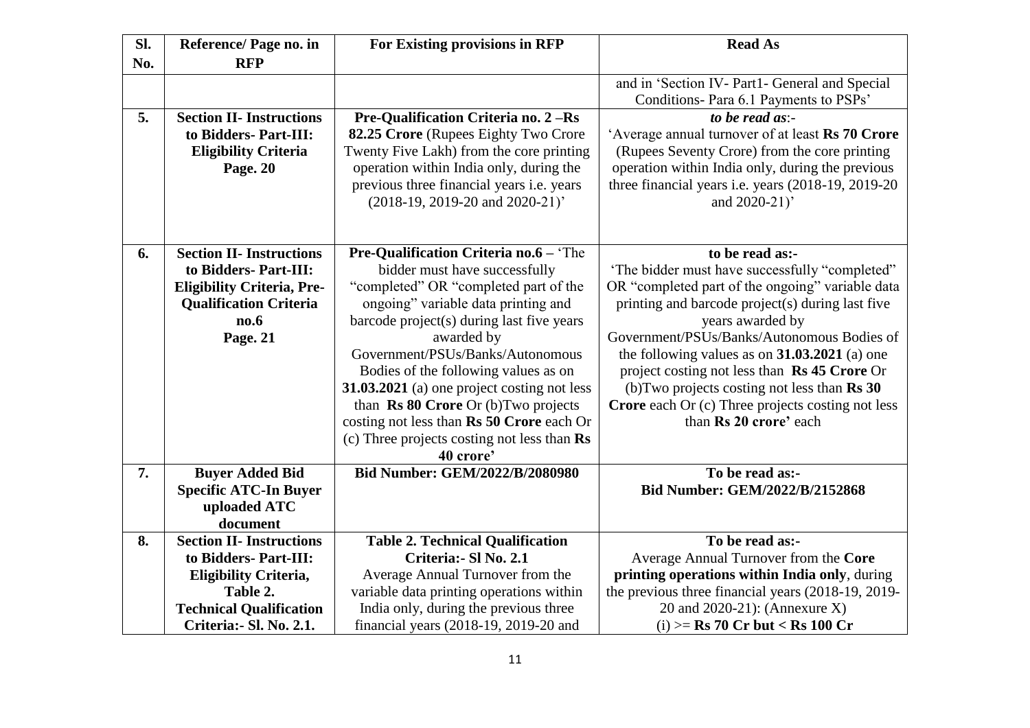| Sl. No. | Reference/ Page no. in RFP | For Existing provisions in RFP | Read As |
|---|---|---|---|
| | | | and in 'Section IV- Part1- General and Special Conditions- Para 6.1 Payments to PSPs' |
| **5.** | **Section II- Instructions to Bidders- Part-III: Eligibility Criteria Page. 20** | **Pre-Qualification Criteria no. 2 –Rs 82.25 Crore** (Rupees Eighty Two Crore Twenty Five Lakh) from the core printing operation within India only, during the previous three financial years i.e. years (2018-19, 2019-20 and 2020-21)' | ***to be read as***:- 'Average annual turnover of at least **Rs 70 Crore** (Rupees Seventy Crore) from the core printing operation within India only, during the previous three financial years i.e. years (2018-19, 2019-20 and 2020-21)' |
| **6.** | **Section II- Instructions to Bidders- Part-III: Eligibility Criteria, Pre-Qualification Criteria no.6 Page. 21** | **Pre-Qualification Criteria no.6 –** 'The bidder must have successfully "completed" OR "completed part of the ongoing" variable data printing and barcode project(s) during last five years awarded by Government/PSUs/Banks/Autonomous Bodies of the following values as on **31.03.2021** (a) one project costing not less than **Rs 80 Crore** Or (b)Two projects costing not less than **Rs 50 Crore** each Or (c) Three projects costing not less than **Rs 40 crore'** | **to be read as:-** 'The bidder must have successfully "completed" OR "completed part of the ongoing" variable data printing and barcode project(s) during last five years awarded by Government/PSUs/Banks/Autonomous Bodies of the following values as on **31.03.2021** (a) one project costing not less than **Rs 45 Crore** Or (b)Two projects costing not less than **Rs 30 Crore** each Or (c) Three projects costing not less than **Rs 20 crore'** each |
| **7.** | **Buyer Added Bid Specific ATC-In Buyer uploaded ATC document** | **Bid Number: GEM/2022/B/2080980** | **To be read as:- Bid Number: GEM/2022/B/2152868** |
| **8.** | **Section II- Instructions to Bidders- Part-III: Eligibility Criteria, Table 2. Technical Qualification Criteria:- Sl. No. 2.1.** | **Table 2. Technical Qualification Criteria:- Sl No. 2.1** Average Annual Turnover from the variable data printing operations within India only, during the previous three financial years (2018-19, 2019-20 and | **To be read as:-** Average Annual Turnover from the **Core printing operations within India only**, during the previous three financial years (2018-19, 2019-20 and 2020-21): (Annexure X) (i) >= **Rs 70 Cr but < Rs 100 Cr** |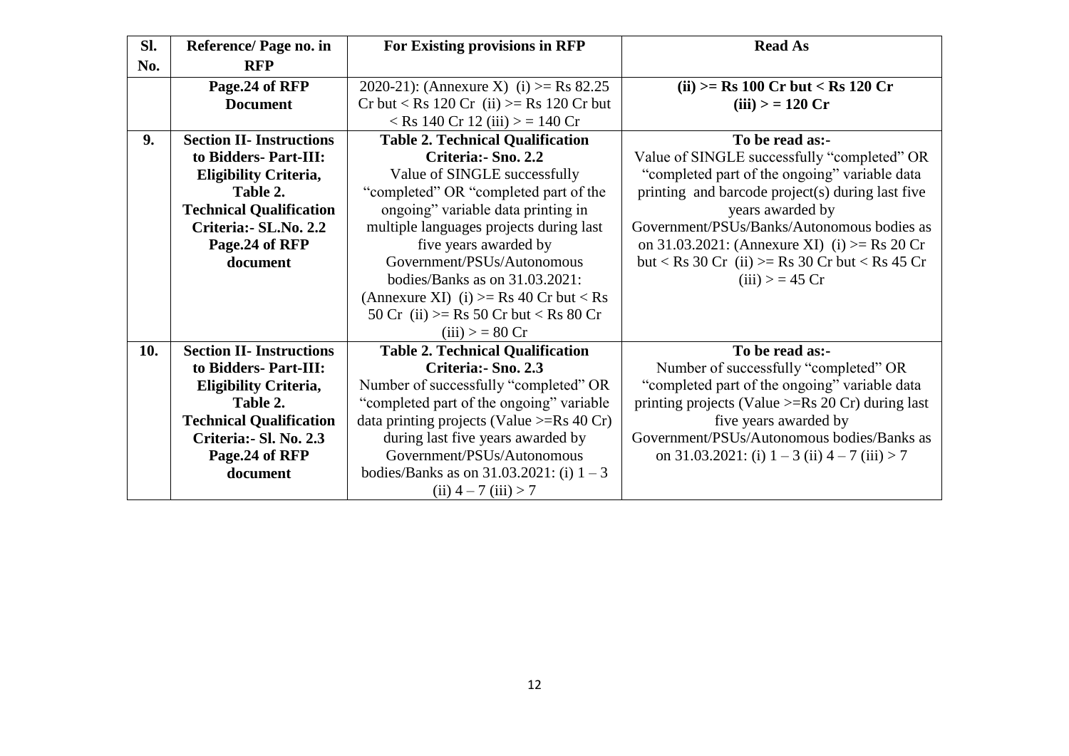| Sl. No. | Reference/ Page no. in RFP | For Existing provisions in RFP | Read As |
|---|---|---|---|
| | **Page.24 of RFP Document** | 2020-21): (Annexure X) (i) >= Rs 82.25 Cr but < Rs 120 Cr (ii) >= Rs 120 Cr but < Rs 140 Cr 12 (iii) > = 140 Cr | **(ii) >= Rs 100 Cr but < Rs 120 Cr (iii) > = 120 Cr** |
| **9.** | **Section II- Instructions to Bidders- Part-III: Eligibility Criteria, Table 2. Technical Qualification Criteria:- SL.No. 2.2 Page.24 of RFP document** | **Table 2. Technical Qualification Criteria:- Sno. 2.2** Value of SINGLE successfully "completed" OR "completed part of the ongoing" variable data printing in multiple languages projects during last five years awarded by Government/PSUs/Autonomous bodies/Banks as on 31.03.2021: (Annexure XI) (i) >= Rs 40 Cr but < Rs 50 Cr (ii) >= Rs 50 Cr but < Rs 80 Cr (iii) > = 80 Cr | **To be read as:-** Value of SINGLE successfully "completed" OR "completed part of the ongoing" variable data printing and barcode project(s) during last five years awarded by Government/PSUs/Banks/Autonomous bodies as on 31.03.2021: (Annexure XI) (i) >= Rs 20 Cr but < Rs 30 Cr (ii) >= Rs 30 Cr but < Rs 45 Cr (iii) > = 45 Cr |
| **10.** | **Section II- Instructions to Bidders- Part-III: Eligibility Criteria, Table 2. Technical Qualification Criteria:- Sl. No. 2.3 Page.24 of RFP document** | **Table 2. Technical Qualification Criteria:- Sno. 2.3** Number of successfully "completed" OR "completed part of the ongoing" variable data printing projects (Value >=Rs 40 Cr) during last five years awarded by Government/PSUs/Autonomous bodies/Banks as on 31.03.2021: (i) 1 – 3 (ii) 4 – 7 (iii) > 7 | **To be read as:-** Number of successfully "completed" OR "completed part of the ongoing" variable data printing projects (Value >=Rs 20 Cr) during last five years awarded by Government/PSUs/Autonomous bodies/Banks as on 31.03.2021: (i) 1 – 3 (ii) 4 – 7 (iii) > 7 |